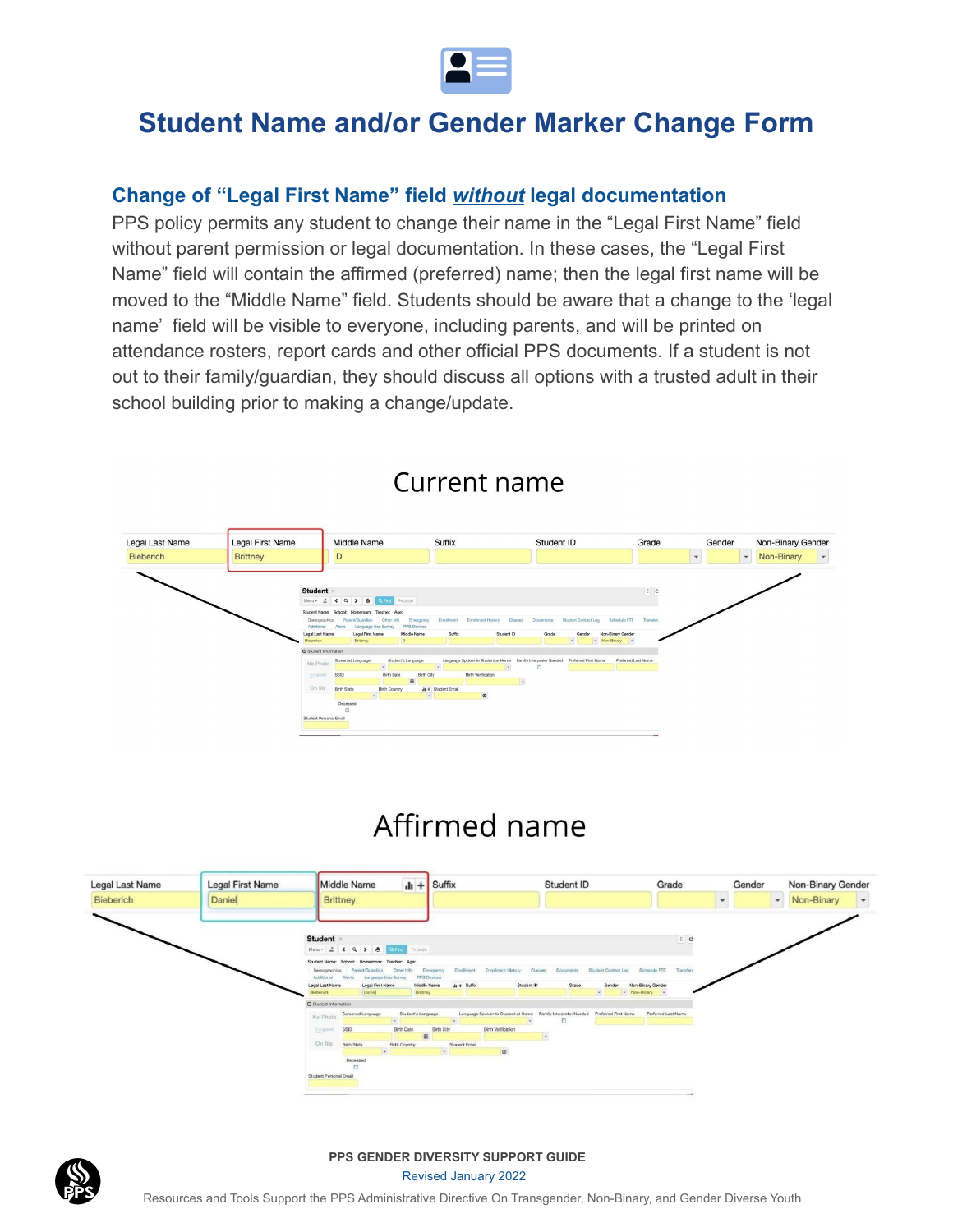# Student Name and/or Gender Marker Change Form

## Change of "Legal First Name" field *without* legal documentation

PPS policy permits any student to change their name in the "Legal First Name" field without parent permission or legal documentation. In these cases, the "Legal First Name" field will contain the affirmed (preferred) name; then the legal first name will be moved to the "Middle Name" field. Students should be aware that a change to the 'legal name' field will be visible to everyone, including parents, and will be printed on attendance rosters, report cards and other official PPS documents. If a student is not out to their family/guardian, they should discuss all options with a trusted adult in their school building prior to making a change/update.

### Current name

| Legal Last Name | Legal First Name | Middle Name | Suffix | Student ID | Grade | Gender | Non-Binary Gender |
|---|---|---|---|---|---|---|---|
| Bieberich | Brittney | D | | | | | Non-Binary |

### Affirmed name

| Legal Last Name | Legal First Name | Middle Name | Suffix | Student ID | Grade | Gender | Non-Binary Gender |
|---|---|---|---|---|---|---|---|
| Bieberich | Daniel | Brittney | | | | | Non-Binary |

PPS GENDER DIVERSITY SUPPORT GUIDE
Revised January 2022
Resources and Tools Support the PPS Administrative Directive On Transgender, Non-Binary, and Gender Diverse Youth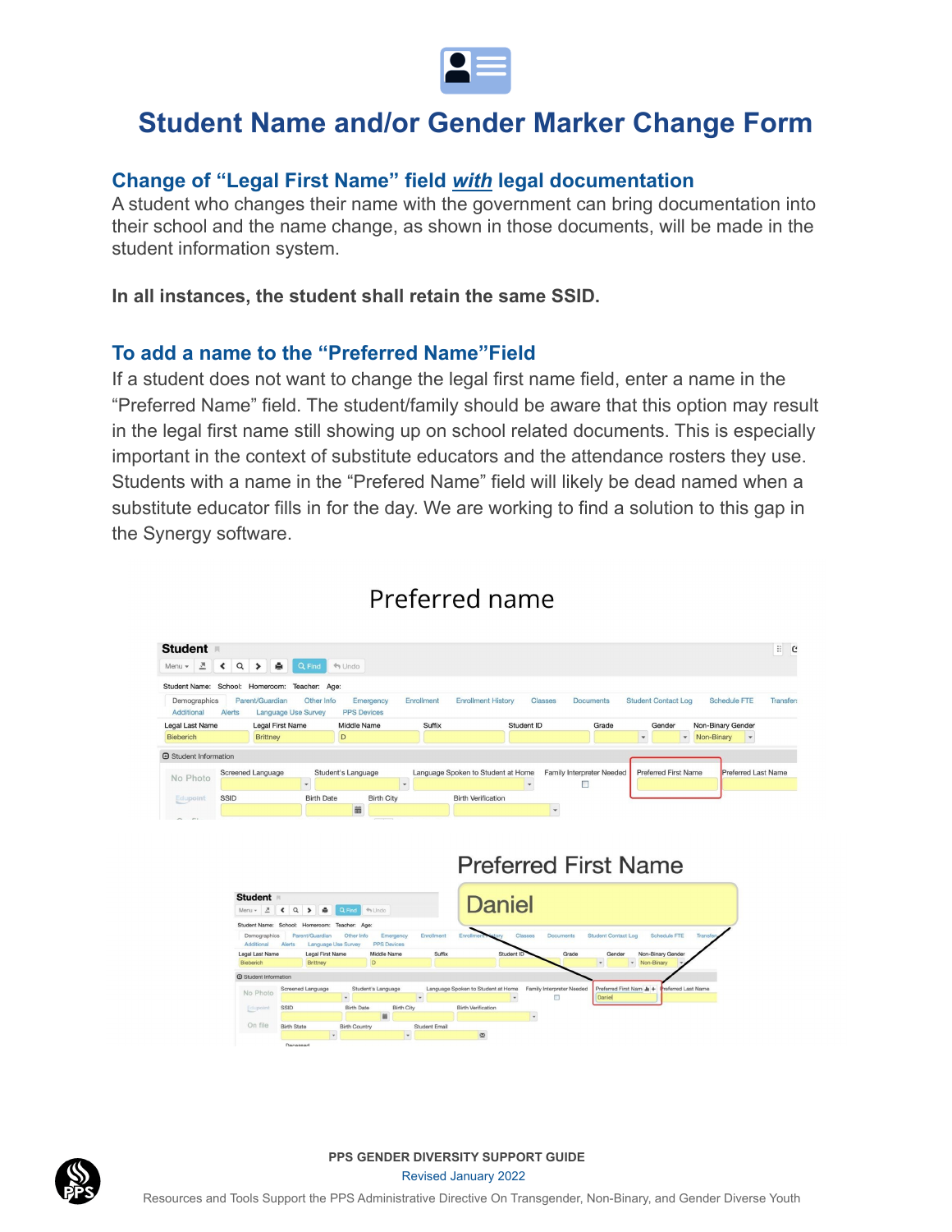# Student Name and/or Gender Marker Change Form

## Change of "Legal First Name" field *with* legal documentation

A student who changes their name with the government can bring documentation into their school and the name change, as shown in those documents, will be made in the student information system.

**In all instances, the student shall retain the same SSID.**

## To add a name to the "Preferred Name"Field

If a student does not want to change the legal first name field, enter a name in the "Preferred Name" field. The student/family should be aware that this option may result in the legal first name still showing up on school related documents. This is especially important in the context of substitute educators and the attendance rosters they use. Students with a name in the "Prefered Name" field will likely be dead named when a substitute educator fills in for the day. We are working to find a solution to this gap in the Synergy software.

Preferred name

Preferred First Name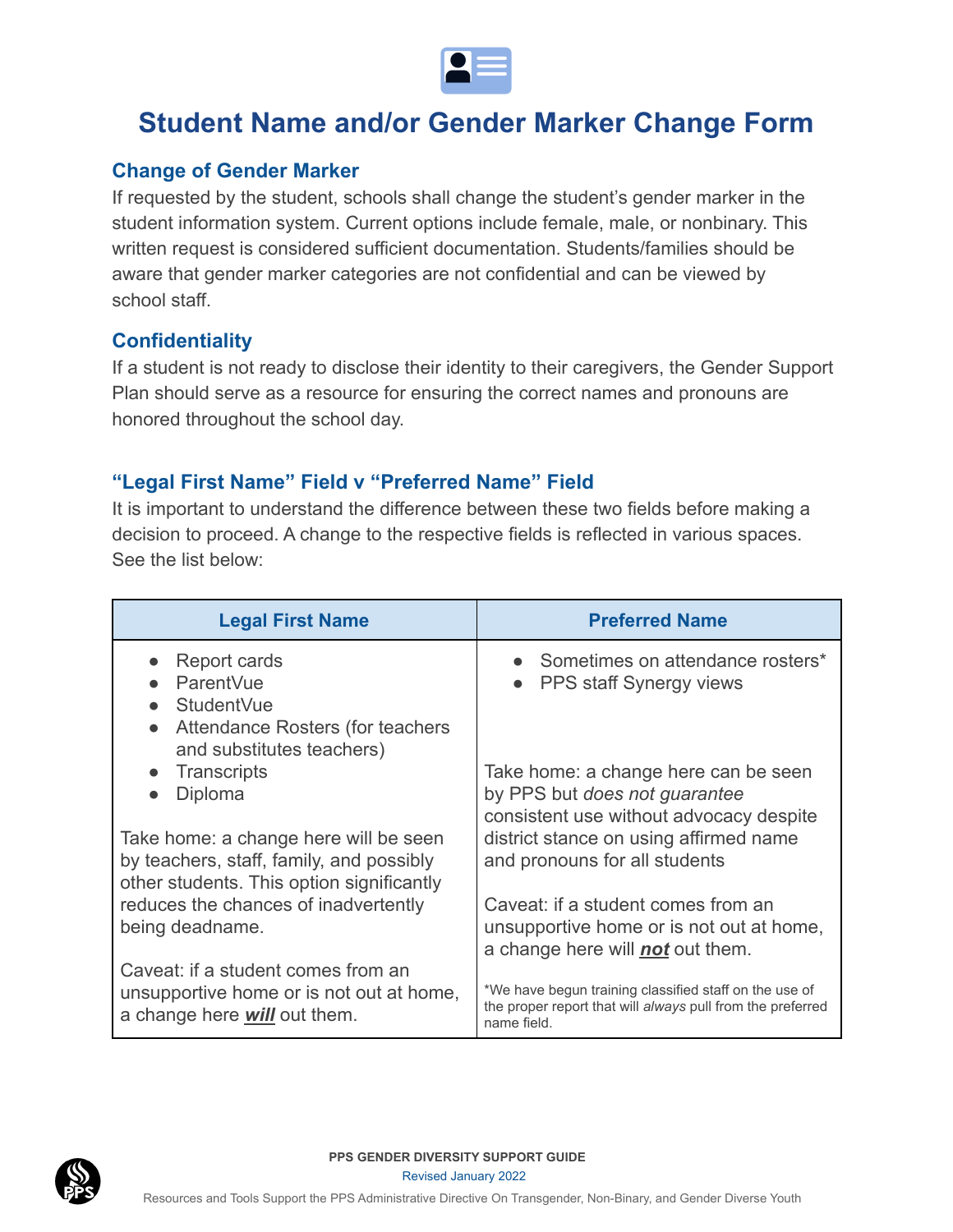# Student Name and/or Gender Marker Change Form

## Change of Gender Marker

If requested by the student, schools shall change the student's gender marker in the student information system. Current options include female, male, or nonbinary. This written request is considered sufficient documentation. Students/families should be aware that gender marker categories are not confidential and can be viewed by school staff.

## Confidentiality

If a student is not ready to disclose their identity to their caregivers, the Gender Support Plan should serve as a resource for ensuring the correct names and pronouns are honored throughout the school day.

## "Legal First Name" Field v "Preferred Name" Field

It is important to understand the difference between these two fields before making a decision to proceed. A change to the respective fields is reflected in various spaces. See the list below:

| Legal First Name | Preferred Name |
|---|---|
| • Report cards<br>• ParentVue<br>• StudentVue<br>• Attendance Rosters (for teachers and substitutes teachers)<br>• Transcripts<br>• Diploma<br><br>Take home: a change here will be seen by teachers, staff, family, and possibly other students. This option significantly reduces the chances of inadvertently being deadname.<br><br>Caveat: if a student comes from an unsupportive home or is not out at home, a change here ***will*** out them. | • Sometimes on attendance rosters*<br>• PPS staff Synergy views<br><br>Take home: a change here can be seen by PPS but *does not guarantee* consistent use without advocacy despite district stance on using affirmed name and pronouns for all students<br><br>Caveat: if a student comes from an unsupportive home or is not out at home, a change here will ***not*** out them.<br><br>*We have begun training classified staff on the use of the proper report that will *always* pull from the preferred name field. |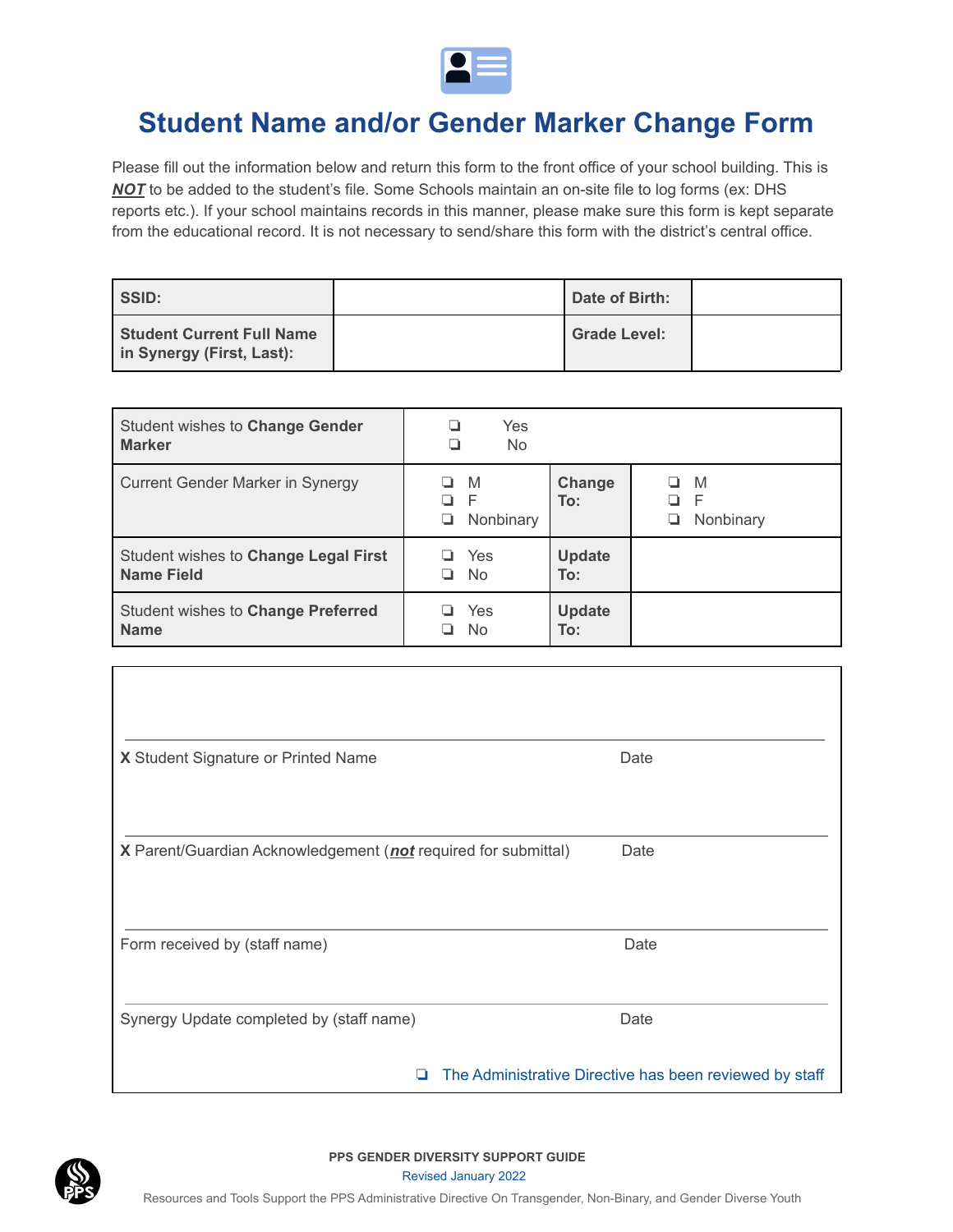# Student Name and/or Gender Marker Change Form

Please fill out the information below and return this form to the front office of your school building. This is ***NOT*** to be added to the student's file. Some Schools maintain an on-site file to log forms (ex: DHS reports etc.). If your school maintains records in this manner, please make sure this form is kept separate from the educational record. It is not necessary to send/share this form with the district's central office.

| | | | |
|---|---|---|---|
| **SSID:** | | **Date of Birth:** | |
| **Student Current Full Name in Synergy (First, Last):** | | **Grade Level:** | |

| | | | |
|---|---|---|---|
| Student wishes to **Change Gender Marker** | ❏ Yes<br>❏ No | | |
| Current Gender Marker in Synergy | ❏ M<br>❏ F<br>❏ Nonbinary | **Change To:** | ❏ M<br>❏ F<br>❏ Nonbinary |
| Student wishes to **Change Legal First Name Field** | ❏ Yes<br>❏ No | **Update To:** | |
| Student wishes to **Change Preferred Name** | ❏ Yes<br>❏ No | **Update To:** | |

**X** Student Signature or Printed Name                Date

**X** Parent/Guardian Acknowledgement (***not*** required for submittal)                Date

Form received by (staff name)                Date

Synergy Update completed by (staff name)                Date

❏ The Administrative Directive has been reviewed by staff

**PPS GENDER DIVERSITY SUPPORT GUIDE**

Revised January 2022

Resources and Tools Support the PPS Administrative Directive On Transgender, Non-Binary, and Gender Diverse Youth